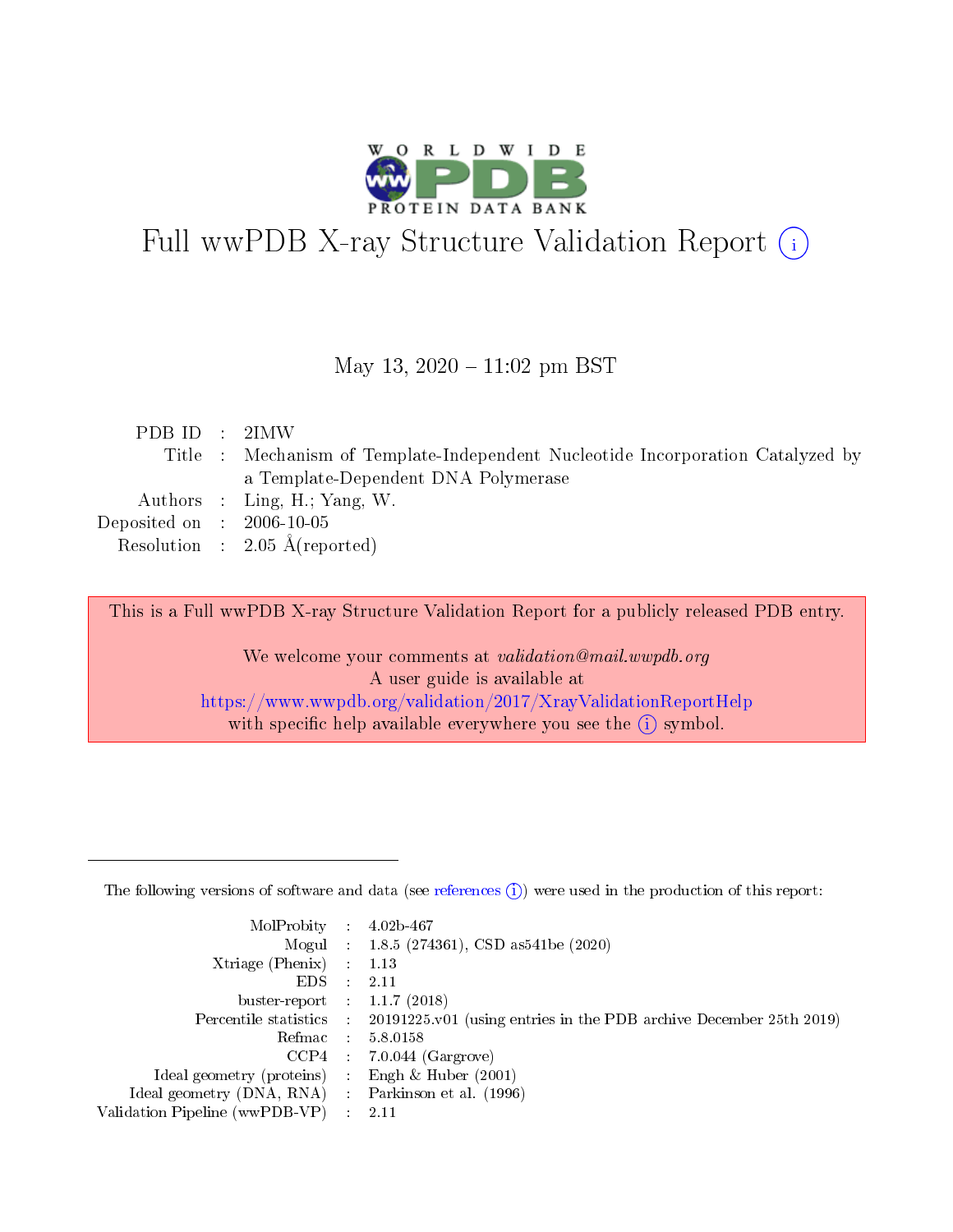# Full wwPDB X-ray Structure Validation Report ⓘ

May 13, 2020 – 11:02 pm BST

| | | |
|---|---|---|
| PDB ID | : | 2IMW |
| Title | : | Mechanism of Template-Independent Nucleotide Incorporation Catalyzed by a Template-Dependent DNA Polymerase |
| Authors | : | Ling, H.; Yang, W. |
| Deposited on | : | 2006-10-05 |
| Resolution | : | 2.05 Å(reported) |

This is a Full wwPDB X-ray Structure Validation Report for a publicly released PDB entry.

We welcome your comments at *validation@mail.wwpdb.org*
A user guide is available at
https://www.wwpdb.org/validation/2017/XrayValidationReportHelp
with specific help available everywhere you see the ⓘ symbol.

The following versions of software and data (see references ⓘ) were used in the production of this report:

| | | |
|---|---|---|
| MolProbity | : | 4.02b-467 |
| Mogul | : | 1.8.5 (274361), CSD as541be (2020) |
| Xtriage (Phenix) | : | 1.13 |
| EDS | : | 2.11 |
| buster-report | : | 1.1.7 (2018) |
| Percentile statistics | : | 20191225.v01 (using entries in the PDB archive December 25th 2019) |
| Refmac | : | 5.8.0158 |
| CCP4 | : | 7.0.044 (Gargrove) |
| Ideal geometry (proteins) | : | Engh & Huber (2001) |
| Ideal geometry (DNA, RNA) | : | Parkinson et al. (1996) |
| Validation Pipeline (wwPDB-VP) | : | 2.11 |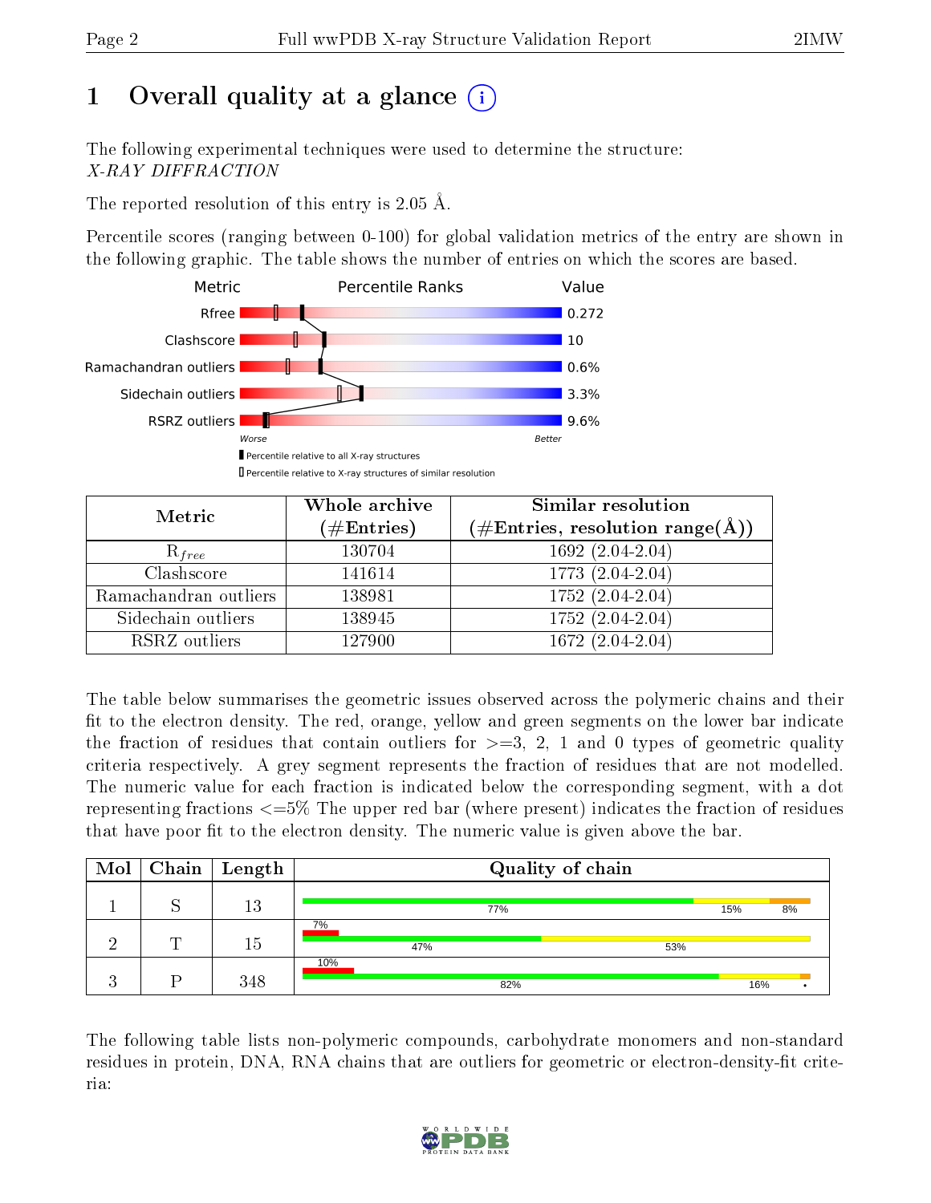# 1 Overall quality at a glance

The following experimental techniques were used to determine the structure: *X-RAY DIFFRACTION*

The reported resolution of this entry is 2.05 Å.

Percentile scores (ranging between 0-100) for global validation metrics of the entry are shown in the following graphic. The table shows the number of entries on which the scores are based.

| Metric | Value |
|---|---|
| Rfree | 0.272 |
| Clashscore | 10 |
| Ramachandran outliers | 0.6% |
| Sidechain outliers | 3.3% |
| RSRZ outliers | 9.6% |

| Metric | Whole archive (#Entries) | Similar resolution (#Entries, resolution range(Å)) |
|---|---|---|
| $R_{free}$ | 130704 | 1692 (2.04-2.04) |
| Clashscore | 141614 | 1773 (2.04-2.04) |
| Ramachandran outliers | 138981 | 1752 (2.04-2.04) |
| Sidechain outliers | 138945 | 1752 (2.04-2.04) |
| RSRZ outliers | 127900 | 1672 (2.04-2.04) |

The table below summarises the geometric issues observed across the polymeric chains and their fit to the electron density. The red, orange, yellow and green segments on the lower bar indicate the fraction of residues that contain outliers for >=3, 2, 1 and 0 types of geometric quality criteria respectively. A grey segment represents the fraction of residues that are not modelled. The numeric value for each fraction is indicated below the corresponding segment, with a dot representing fractions <=5% The upper red bar (where present) indicates the fraction of residues that have poor fit to the electron density. The numeric value is given above the bar.

| Mol | Chain | Length | Quality of chain |
|---|---|---|---|
| 1 | S | 13 | 77% / 15% / 8% |
| 2 | T | 15 | 7% (poor fit); 47% / 53% |
| 3 | P | 348 | 10% (poor fit); 82% / 16% / • |

The following table lists non-polymeric compounds, carbohydrate monomers and non-standard residues in protein, DNA, RNA chains that are outliers for geometric or electron-density-fit criteria: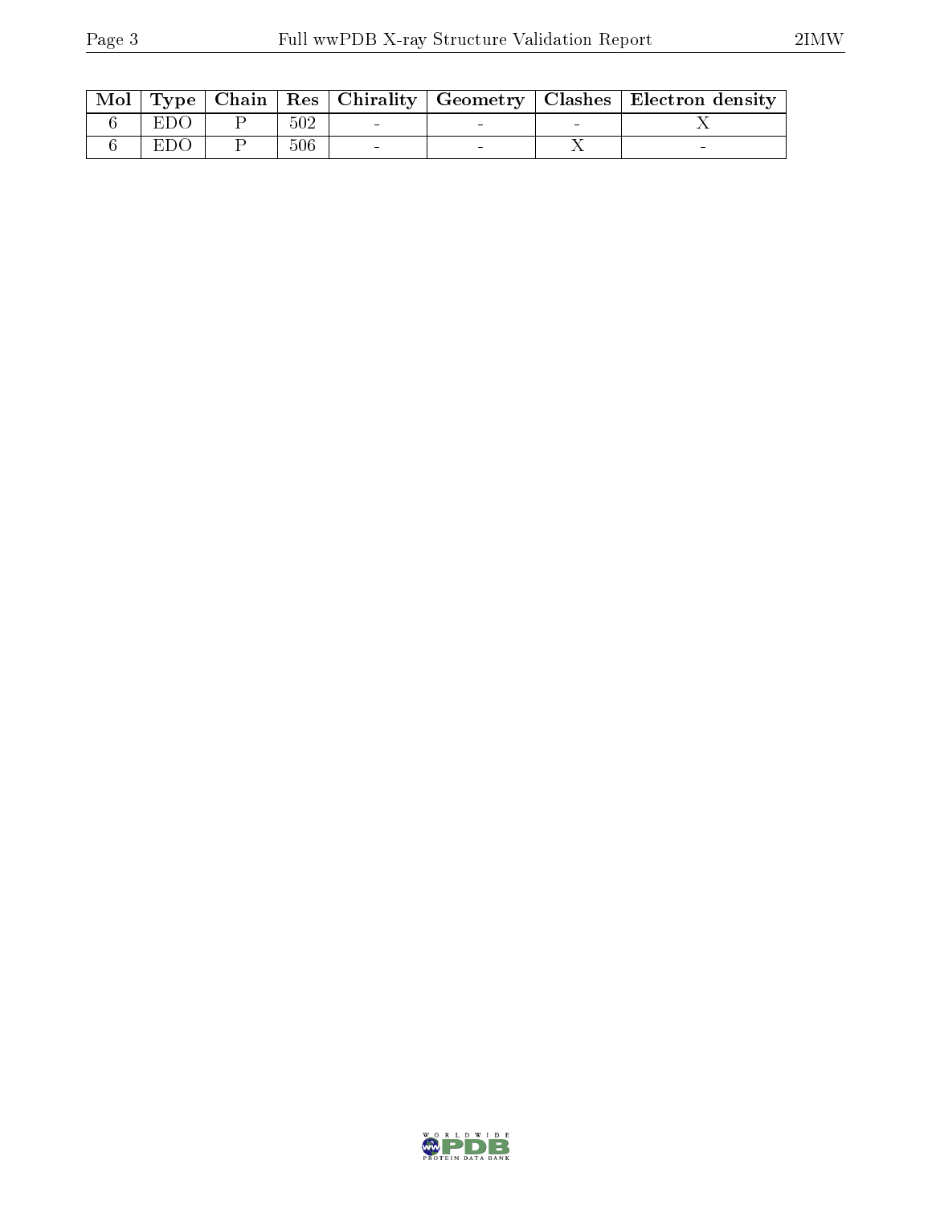| Mol | Type | Chain | Res | Chirality | Geometry | Clashes | Electron density |
|---|---|---|---|---|---|---|---|
| 6 | EDO | P | 502 | - | - | - | X |
| 6 | EDO | P | 506 | - | - | X | - |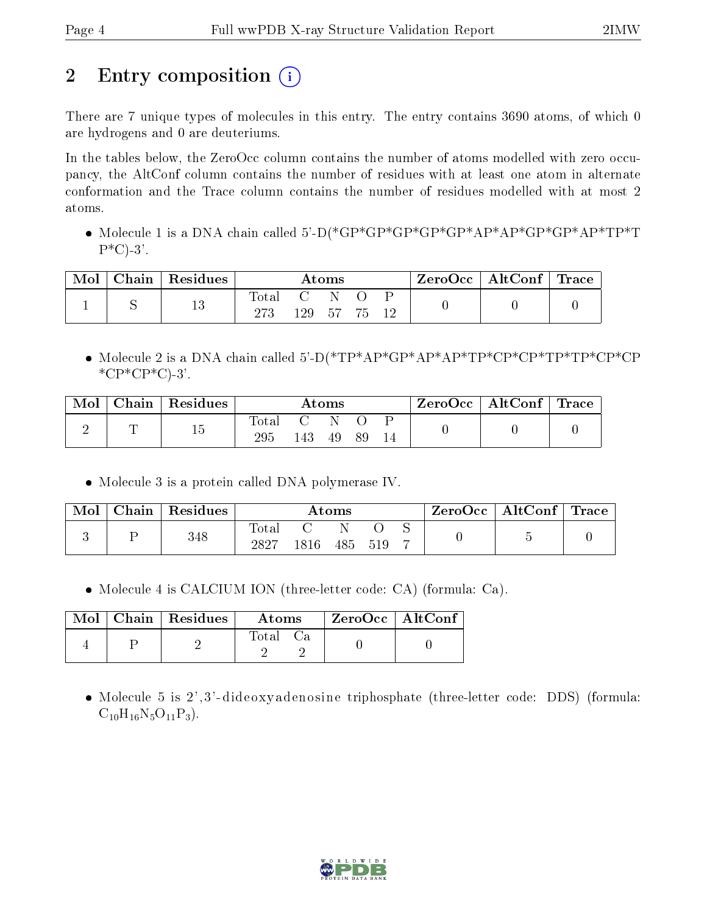# 2 Entry composition

There are 7 unique types of molecules in this entry. The entry contains 3690 atoms, of which 0 are hydrogens and 0 are deuteriums.

In the tables below, the ZeroOcc column contains the number of atoms modelled with zero occupancy, the AltConf column contains the number of residues with at least one atom in alternate conformation and the Trace column contains the number of residues modelled with at most 2 atoms.

- Molecule 1 is a DNA chain called 5'-D(*GP*GP*GP*GP*GP*AP*AP*GP*GP*AP*TP*TP*C)-3'.

| Mol | Chain | Residues | Atoms | | | | | ZeroOcc | AltConf | Trace |
|---|---|---|---|---|---|---|---|---|---|---|
| 1 | S | 13 | Total | C | N | O | P | 0 | 0 | 0 |
| | | | 273 | 129 | 57 | 75 | 12 | | | |

- Molecule 2 is a DNA chain called 5'-D(*TP*AP*GP*AP*AP*TP*CP*CP*TP*TP*CP*CP*CP*CP*C)-3'.

| Mol | Chain | Residues | Atoms | | | | | ZeroOcc | AltConf | Trace |
|---|---|---|---|---|---|---|---|---|---|---|
| 2 | T | 15 | Total | C | N | O | P | 0 | 0 | 0 |
| | | | 295 | 143 | 49 | 89 | 14 | | | |

- Molecule 3 is a protein called DNA polymerase IV.

| Mol | Chain | Residues | Atoms | | | | | ZeroOcc | AltConf | Trace |
|---|---|---|---|---|---|---|---|---|---|---|
| 3 | P | 348 | Total | C | N | O | S | 0 | 5 | 0 |
| | | | 2827 | 1816 | 485 | 519 | 7 | | | |

- Molecule 4 is CALCIUM ION (three-letter code: CA) (formula: Ca).

| Mol | Chain | Residues | Atoms | | ZeroOcc | AltConf |
|---|---|---|---|---|---|---|
| 4 | P | 2 | Total | Ca | 0 | 0 |
| | | | 2 | 2 | | |

- Molecule 5 is 2',3'-dideoxyadenosine triphosphate (three-letter code: DDS) (formula: $C_{10}H_{16}N_5O_{11}P_3$).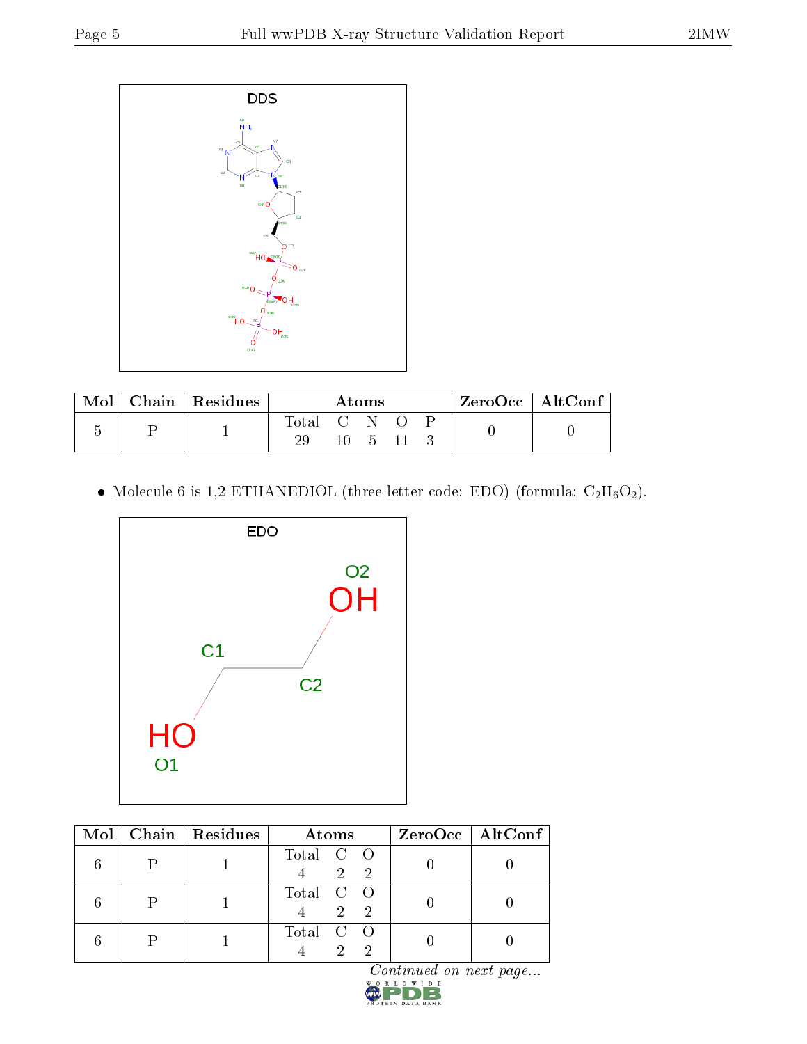| Mol | Chain | Residues | Atoms | | | | | ZeroOcc | AltConf |
|---|---|---|---|---|---|---|---|---|---|
| | | | Total | C | N | O | P | | |
| 5 | P | 1 | 29 | 10 | 5 | 11 | 3 | 0 | 0 |

- Molecule 6 is 1,2-ETHANEDIOL (three-letter code: EDO) (formula: $C_2H_6O_2$).

| Mol | Chain | Residues | Atoms | | | ZeroOcc | AltConf |
|---|---|---|---|---|---|---|---|
| | | | Total | C | O | | |
| 6 | P | 1 | 4 | 2 | 2 | 0 | 0 |
| 6 | P | 1 | 4 | 2 | 2 | 0 | 0 |
| 6 | P | 1 | 4 | 2 | 2 | 0 | 0 |

*Continued on next page...*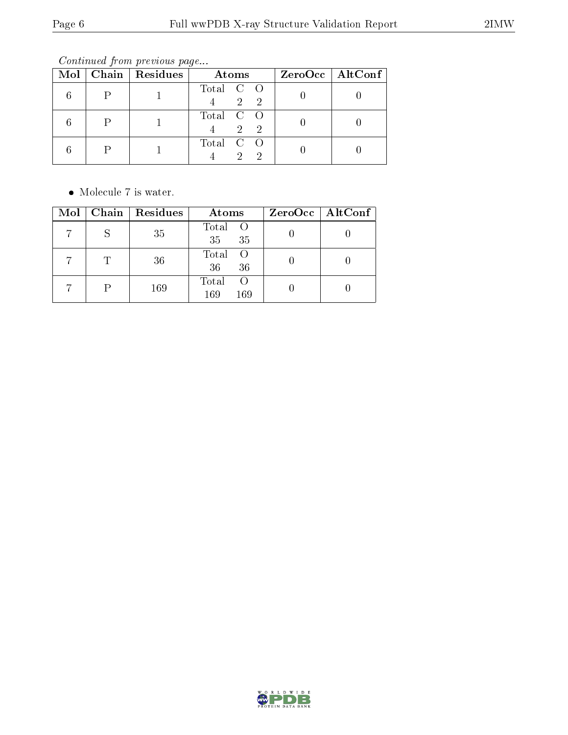*Continued from previous page...*

| Mol | Chain | Residues | Atoms | ZeroOcc | AltConf |
|---|---|---|---|---|---|
| 6 | P | 1 | Total C O<br>4 2 2 | 0 | 0 |
| 6 | P | 1 | Total C O<br>4 2 2 | 0 | 0 |
| 6 | P | 1 | Total C O<br>4 2 2 | 0 | 0 |

- Molecule 7 is water.

| Mol | Chain | Residues | Atoms | ZeroOcc | AltConf |
|---|---|---|---|---|---|
| 7 | S | 35 | Total O<br>35 35 | 0 | 0 |
| 7 | T | 36 | Total O<br>36 36 | 0 | 0 |
| 7 | P | 169 | Total O<br>169 169 | 0 | 0 |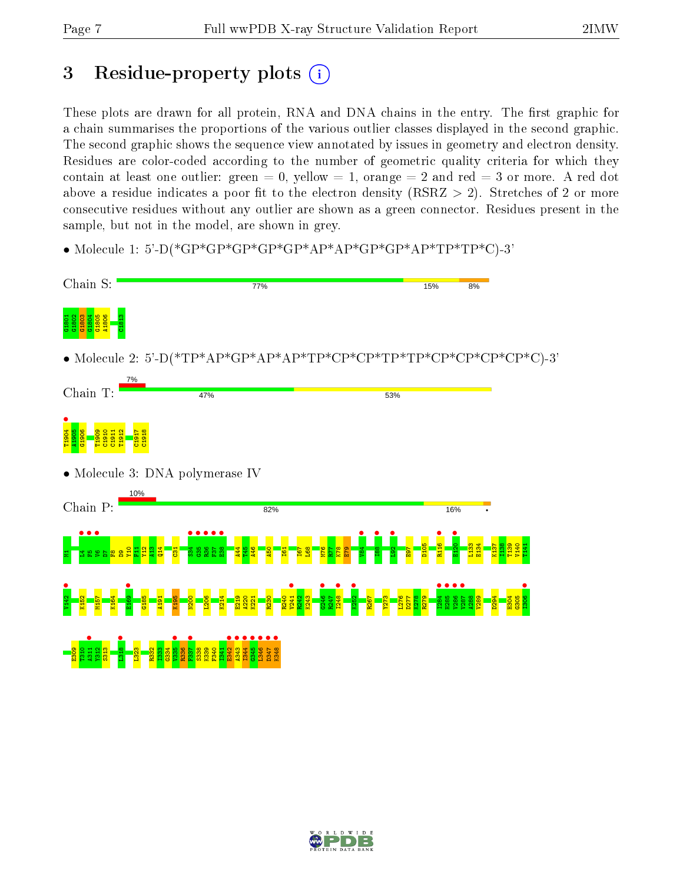# 3 Residue-property plots

These plots are drawn for all protein, RNA and DNA chains in the entry. The first graphic for a chain summarises the proportions of the various outlier classes displayed in the second graphic. The second graphic shows the sequence view annotated by issues in geometry and electron density. Residues are color-coded according to the number of geometric quality criteria for which they contain at least one outlier: green = 0, yellow = 1, orange = 2 and red = 3 or more. A red dot above a residue indicates a poor fit to the electron density (RSRZ > 2). Stretches of 2 or more consecutive residues without any outlier are shown as a green connector. Residues present in the sample, but not in the model, are shown in grey.

- Molecule 1: 5'-D(*GP*GP*GP*GP*GP*AP*AP*GP*GP*AP*TP*TP*C)-3'

Chain S: 77% 15% 8%

G1801 G1802 G1803 G1804 G1805 A1806 C1813

- Molecule 2: 5'-D(*TP*AP*GP*AP*AP*TP*CP*CP*TP*TP*CP*CP*CP*CP*C)-3'

Chain T: 7% 47% 53%

T1904 A1905 G1906 T1909 C1910 C1911 T1912 C1917 C1918

- Molecule 3: DNA polymerase IV

Chain P: 10% 82% 16%

M1 L4 F5 V6 D7 F8 D9 Y10 F11 Y12 A13 Q14 C31 S34 G35 N36 F37 E38 A44 T45 A46 A50 I61 I67 L68 M76 R77 K78 E79 V84 I88 L92 E97 D105 R116 E120 L133 E134 K137 I138 T139 V140 T141 V142 K152 M157 K164 E169 G185 A191 K195 N200 L206 K214 E219 A220 K221 R230 R240 V241 R242 K243 G246 R247 I248 K252 R267 Y273 L276 D277 K278 R279 I284 H285 V286 V287 A288 V289 D294 H304 G305 I306 E309 T310 A311 Y312 S313 L318 L323 R332 I333 G334 V335 R336 F337 S338 K339 F340 I341 E342 A343 I344 G345 L346 D347 K348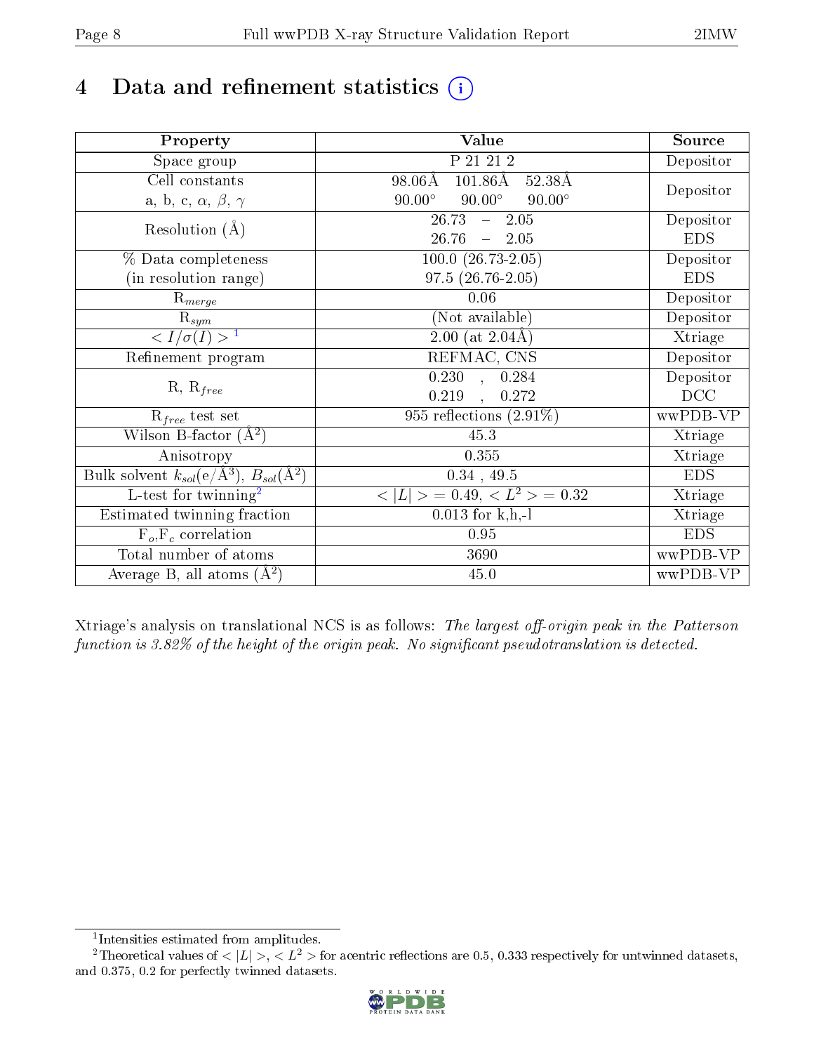# 4 Data and refinement statistics

| Property | Value | Source |
|---|---|---|
| Space group | P 21 21 2 | Depositor |
| Cell constants<br>a, b, c, $\alpha$, $\beta$, $\gamma$ | 98.06Å 101.86Å 52.38Å<br>90.00° 90.00° 90.00° | Depositor |
| Resolution (Å) | 26.73 – 2.05<br>26.76 – 2.05 | Depositor<br>EDS |
| % Data completeness<br>(in resolution range) | 100.0 (26.73-2.05)<br>97.5 (26.76-2.05) | Depositor<br>EDS |
| $R_{merge}$ | 0.06 | Depositor |
| $R_{sym}$ | (Not available) | Depositor |
| $< I/\sigma(I) >$ [1] | 2.00 (at 2.04Å) | Xtriage |
| Refinement program | REFMAC, CNS | Depositor |
| R, $R_{free}$ | 0.230 , 0.284<br>0.219 , 0.272 | Depositor<br>DCC |
| $R_{free}$ test set | 955 reflections (2.91%) | wwPDB-VP |
| Wilson B-factor (Å$^2$) | 45.3 | Xtriage |
| Anisotropy | 0.355 | Xtriage |
| Bulk solvent $k_{sol}$(e/Å$^3$), $B_{sol}$(Å$^2$) | 0.34 , 49.5 | EDS |
| L-test for twinning[2] | $<|L|>$ = 0.49, $<L^2>$ = 0.32 | Xtriage |
| Estimated twinning fraction | 0.013 for k,h,-l | Xtriage |
| $F_o$,$F_c$ correlation | 0.95 | EDS |
| Total number of atoms | 3690 | wwPDB-VP |
| Average B, all atoms (Å$^2$) | 45.0 | wwPDB-VP |

Xtriage's analysis on translational NCS is as follows: *The largest off-origin peak in the Patterson function is 3.82% of the height of the origin peak. No significant pseudotranslation is detected.*

[1] Intensities estimated from amplitudes.

[2] Theoretical values of $<|L|>$, $<L^2>$ for acentric reflections are 0.5, 0.333 respectively for untwinned datasets, and 0.375, 0.2 for perfectly twinned datasets.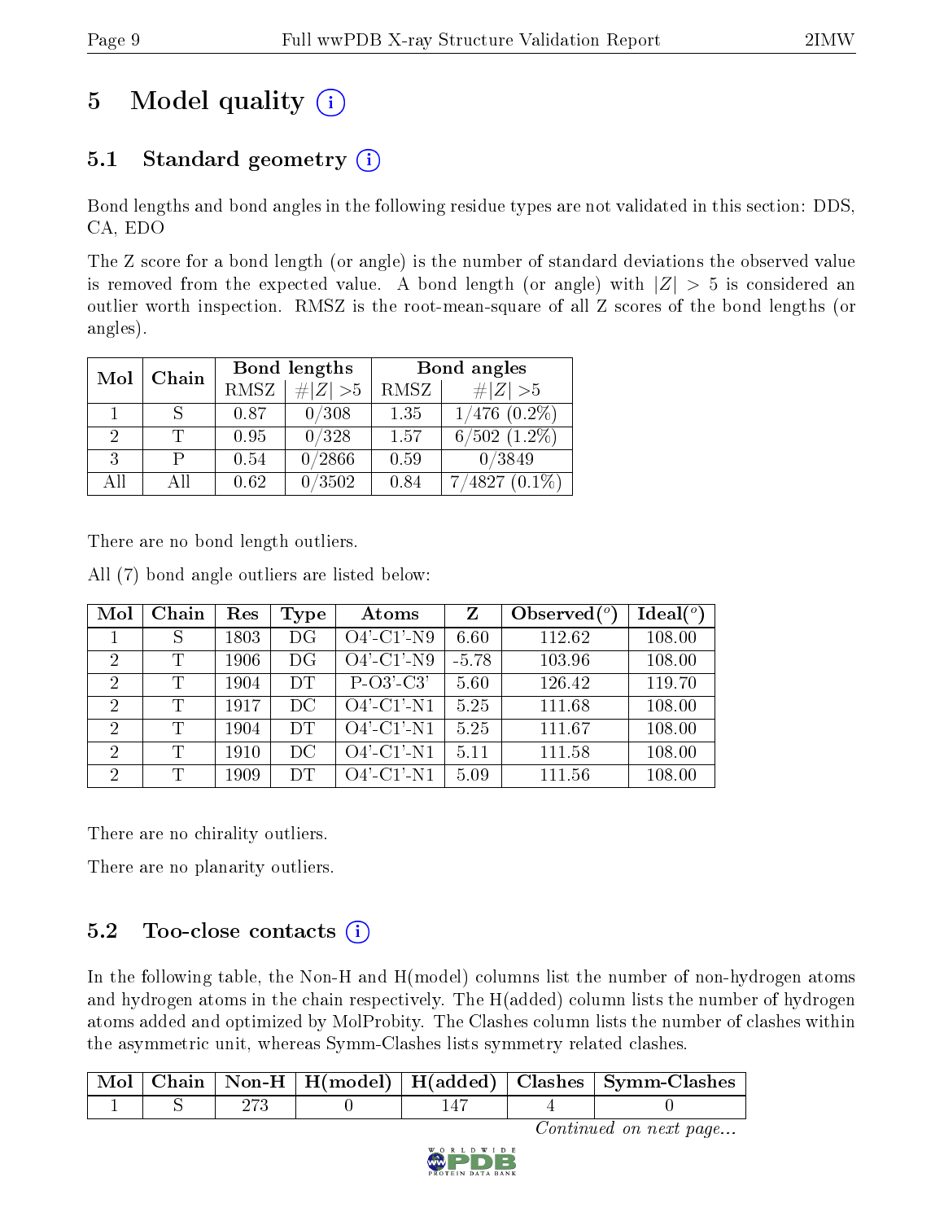# 5 Model quality (i)

## 5.1 Standard geometry (i)

Bond lengths and bond angles in the following residue types are not validated in this section: DDS, CA, EDO

The Z score for a bond length (or angle) is the number of standard deviations the observed value is removed from the expected value. A bond length (or angle) with $|Z| > 5$ is considered an outlier worth inspection. RMSZ is the root-mean-square of all Z scores of the bond lengths (or angles).

| Mol | Chain | Bond lengths | | Bond angles | |
|---|---|---|---|---|---|
| | | RMSZ | $\#|Z|>5$ | RMSZ | $\#|Z|>5$ |
| 1 | S | 0.87 | 0/308 | 1.35 | 1/476 (0.2%) |
| 2 | T | 0.95 | 0/328 | 1.57 | 6/502 (1.2%) |
| 3 | P | 0.54 | 0/2866 | 0.59 | 0/3849 |
| All | All | 0.62 | 0/3502 | 0.84 | 7/4827 (0.1%) |

There are no bond length outliers.

All (7) bond angle outliers are listed below:

| Mol | Chain | Res | Type | Atoms | Z | Observed(°) | Ideal(°) |
|---|---|---|---|---|---|---|---|
| 1 | S | 1803 | DG | O4'-C1'-N9 | 6.60 | 112.62 | 108.00 |
| 2 | T | 1906 | DG | O4'-C1'-N9 | -5.78 | 103.96 | 108.00 |
| 2 | T | 1904 | DT | P-O3'-C3' | 5.60 | 126.42 | 119.70 |
| 2 | T | 1917 | DC | O4'-C1'-N1 | 5.25 | 111.68 | 108.00 |
| 2 | T | 1904 | DT | O4'-C1'-N1 | 5.25 | 111.67 | 108.00 |
| 2 | T | 1910 | DC | O4'-C1'-N1 | 5.11 | 111.58 | 108.00 |
| 2 | T | 1909 | DT | O4'-C1'-N1 | 5.09 | 111.56 | 108.00 |

There are no chirality outliers.

There are no planarity outliers.

## 5.2 Too-close contacts (i)

In the following table, the Non-H and H(model) columns list the number of non-hydrogen atoms and hydrogen atoms in the chain respectively. The H(added) column lists the number of hydrogen atoms added and optimized by MolProbity. The Clashes column lists the number of clashes within the asymmetric unit, whereas Symm-Clashes lists symmetry related clashes.

| Mol | Chain | Non-H | H(model) | H(added) | Clashes | Symm-Clashes |
|---|---|---|---|---|---|---|
| 1 | S | 273 | 0 | 147 | 4 | 0 |

*Continued on next page...*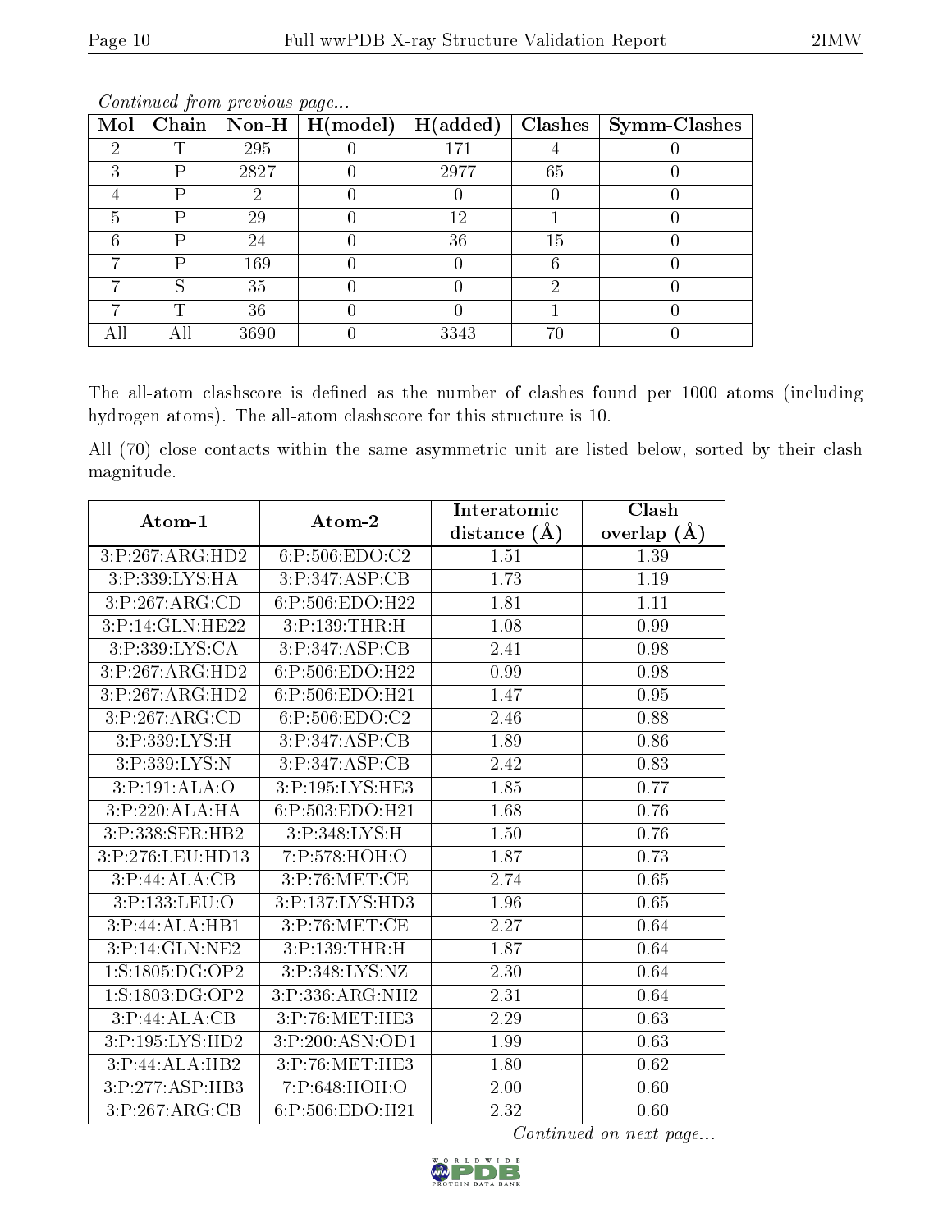*Continued from previous page...*

| Mol | Chain | Non-H | H(model) | H(added) | Clashes | Symm-Clashes |
|---|---|---|---|---|---|---|
| 2 | T | 295 | 0 | 171 | 4 | 0 |
| 3 | P | 2827 | 0 | 2977 | 65 | 0 |
| 4 | P | 2 | 0 | 0 | 0 | 0 |
| 5 | P | 29 | 0 | 12 | 1 | 0 |
| 6 | P | 24 | 0 | 36 | 15 | 0 |
| 7 | P | 169 | 0 | 0 | 6 | 0 |
| 7 | S | 35 | 0 | 0 | 2 | 0 |
| 7 | T | 36 | 0 | 0 | 1 | 0 |
| All | All | 3690 | 0 | 3343 | 70 | 0 |

The all-atom clashscore is defined as the number of clashes found per 1000 atoms (including hydrogen atoms). The all-atom clashscore for this structure is 10.

All (70) close contacts within the same asymmetric unit are listed below, sorted by their clash magnitude.

| Atom-1 | Atom-2 | Interatomic distance (Å) | Clash overlap (Å) |
|---|---|---|---|
| 3:P:267:ARG:HD2 | 6:P:506:EDO:C2 | 1.51 | 1.39 |
| 3:P:339:LYS:HA | 3:P:347:ASP:CB | 1.73 | 1.19 |
| 3:P:267:ARG:CD | 6:P:506:EDO:H22 | 1.81 | 1.11 |
| 3:P:14:GLN:HE22 | 3:P:139:THR:H | 1.08 | 0.99 |
| 3:P:339:LYS:CA | 3:P:347:ASP:CB | 2.41 | 0.98 |
| 3:P:267:ARG:HD2 | 6:P:506:EDO:H22 | 0.99 | 0.98 |
| 3:P:267:ARG:HD2 | 6:P:506:EDO:H21 | 1.47 | 0.95 |
| 3:P:267:ARG:CD | 6:P:506:EDO:C2 | 2.46 | 0.88 |
| 3:P:339:LYS:H | 3:P:347:ASP:CB | 1.89 | 0.86 |
| 3:P:339:LYS:N | 3:P:347:ASP:CB | 2.42 | 0.83 |
| 3:P:191:ALA:O | 3:P:195:LYS:HE3 | 1.85 | 0.77 |
| 3:P:220:ALA:HA | 6:P:503:EDO:H21 | 1.68 | 0.76 |
| 3:P:338:SER:HB2 | 3:P:348:LYS:H | 1.50 | 0.76 |
| 3:P:276:LEU:HD13 | 7:P:578:HOH:O | 1.87 | 0.73 |
| 3:P:44:ALA:CB | 3:P:76:MET:CE | 2.74 | 0.65 |
| 3:P:133:LEU:O | 3:P:137:LYS:HD3 | 1.96 | 0.65 |
| 3:P:44:ALA:HB1 | 3:P:76:MET:CE | 2.27 | 0.64 |
| 3:P:14:GLN:NE2 | 3:P:139:THR:H | 1.87 | 0.64 |
| 1:S:1805:DG:OP2 | 3:P:348:LYS:NZ | 2.30 | 0.64 |
| 1:S:1803:DG:OP2 | 3:P:336:ARG:NH2 | 2.31 | 0.64 |
| 3:P:44:ALA:CB | 3:P:76:MET:HE3 | 2.29 | 0.63 |
| 3:P:195:LYS:HD2 | 3:P:200:ASN:OD1 | 1.99 | 0.63 |
| 3:P:44:ALA:HB2 | 3:P:76:MET:HE3 | 1.80 | 0.62 |
| 3:P:277:ASP:HB3 | 7:P:648:HOH:O | 2.00 | 0.60 |
| 3:P:267:ARG:CB | 6:P:506:EDO:H21 | 2.32 | 0.60 |

*Continued on next page...*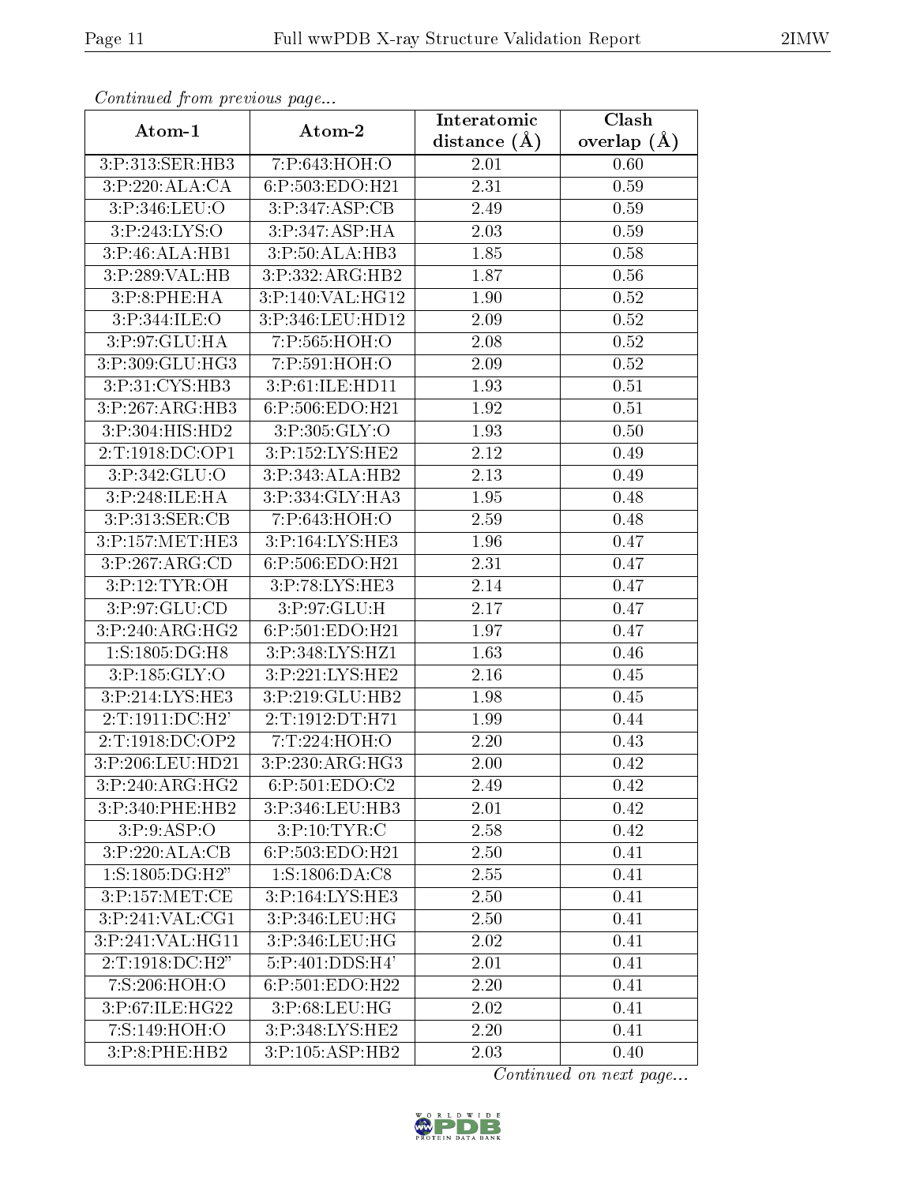*Continued from previous page...*

| Atom-1 | Atom-2 | Interatomic distance (Å) | Clash overlap (Å) |
| --- | --- | --- | --- |
| 3:P:313:SER:HB3 | 7:P:643:HOH:O | 2.01 | 0.60 |
| 3:P:220:ALA:CA | 6:P:503:EDO:H21 | 2.31 | 0.59 |
| 3:P:346:LEU:O | 3:P:347:ASP:CB | 2.49 | 0.59 |
| 3:P:243:LYS:O | 3:P:347:ASP:HA | 2.03 | 0.59 |
| 3:P:46:ALA:HB1 | 3:P:50:ALA:HB3 | 1.85 | 0.58 |
| 3:P:289:VAL:HB | 3:P:332:ARG:HB2 | 1.87 | 0.56 |
| 3:P:8:PHE:HA | 3:P:140:VAL:HG12 | 1.90 | 0.52 |
| 3:P:344:ILE:O | 3:P:346:LEU:HD12 | 2.09 | 0.52 |
| 3:P:97:GLU:HA | 7:P:565:HOH:O | 2.08 | 0.52 |
| 3:P:309:GLU:HG3 | 7:P:591:HOH:O | 2.09 | 0.52 |
| 3:P:31:CYS:HB3 | 3:P:61:ILE:HD11 | 1.93 | 0.51 |
| 3:P:267:ARG:HB3 | 6:P:506:EDO:H21 | 1.92 | 0.51 |
| 3:P:304:HIS:HD2 | 3:P:305:GLY:O | 1.93 | 0.50 |
| 2:T:1918:DC:OP1 | 3:P:152:LYS:HE2 | 2.12 | 0.49 |
| 3:P:342:GLU:O | 3:P:343:ALA:HB2 | 2.13 | 0.49 |
| 3:P:248:ILE:HA | 3:P:334:GLY:HA3 | 1.95 | 0.48 |
| 3:P:313:SER:CB | 7:P:643:HOH:O | 2.59 | 0.48 |
| 3:P:157:MET:HE3 | 3:P:164:LYS:HE3 | 1.96 | 0.47 |
| 3:P:267:ARG:CD | 6:P:506:EDO:H21 | 2.31 | 0.47 |
| 3:P:12:TYR:OH | 3:P:78:LYS:HE3 | 2.14 | 0.47 |
| 3:P:97:GLU:CD | 3:P:97:GLU:H | 2.17 | 0.47 |
| 3:P:240:ARG:HG2 | 6:P:501:EDO:H21 | 1.97 | 0.47 |
| 1:S:1805:DG:H8 | 3:P:348:LYS:HZ1 | 1.63 | 0.46 |
| 3:P:185:GLY:O | 3:P:221:LYS:HE2 | 2.16 | 0.45 |
| 3:P:214:LYS:HE3 | 3:P:219:GLU:HB2 | 1.98 | 0.45 |
| 2:T:1911:DC:H2' | 2:T:1912:DT:H71 | 1.99 | 0.44 |
| 2:T:1918:DC:OP2 | 7:T:224:HOH:O | 2.20 | 0.43 |
| 3:P:206:LEU:HD21 | 3:P:230:ARG:HG3 | 2.00 | 0.42 |
| 3:P:240:ARG:HG2 | 6:P:501:EDO:C2 | 2.49 | 0.42 |
| 3:P:340:PHE:HB2 | 3:P:346:LEU:HB3 | 2.01 | 0.42 |
| 3:P:9:ASP:O | 3:P:10:TYR:C | 2.58 | 0.42 |
| 3:P:220:ALA:CB | 6:P:503:EDO:H21 | 2.50 | 0.41 |
| 1:S:1805:DG:H2" | 1:S:1806:DA:C8 | 2.55 | 0.41 |
| 3:P:157:MET:CE | 3:P:164:LYS:HE3 | 2.50 | 0.41 |
| 3:P:241:VAL:CG1 | 3:P:346:LEU:HG | 2.50 | 0.41 |
| 3:P:241:VAL:HG11 | 3:P:346:LEU:HG | 2.02 | 0.41 |
| 2:T:1918:DC:H2" | 5:P:401:DDS:H4' | 2.01 | 0.41 |
| 7:S:206:HOH:O | 6:P:501:EDO:H22 | 2.20 | 0.41 |
| 3:P:67:ILE:HG22 | 3:P:68:LEU:HG | 2.02 | 0.41 |
| 7:S:149:HOH:O | 3:P:348:LYS:HE2 | 2.20 | 0.41 |
| 3:P:8:PHE:HB2 | 3:P:105:ASP:HB2 | 2.03 | 0.40 |

*Continued on next page...*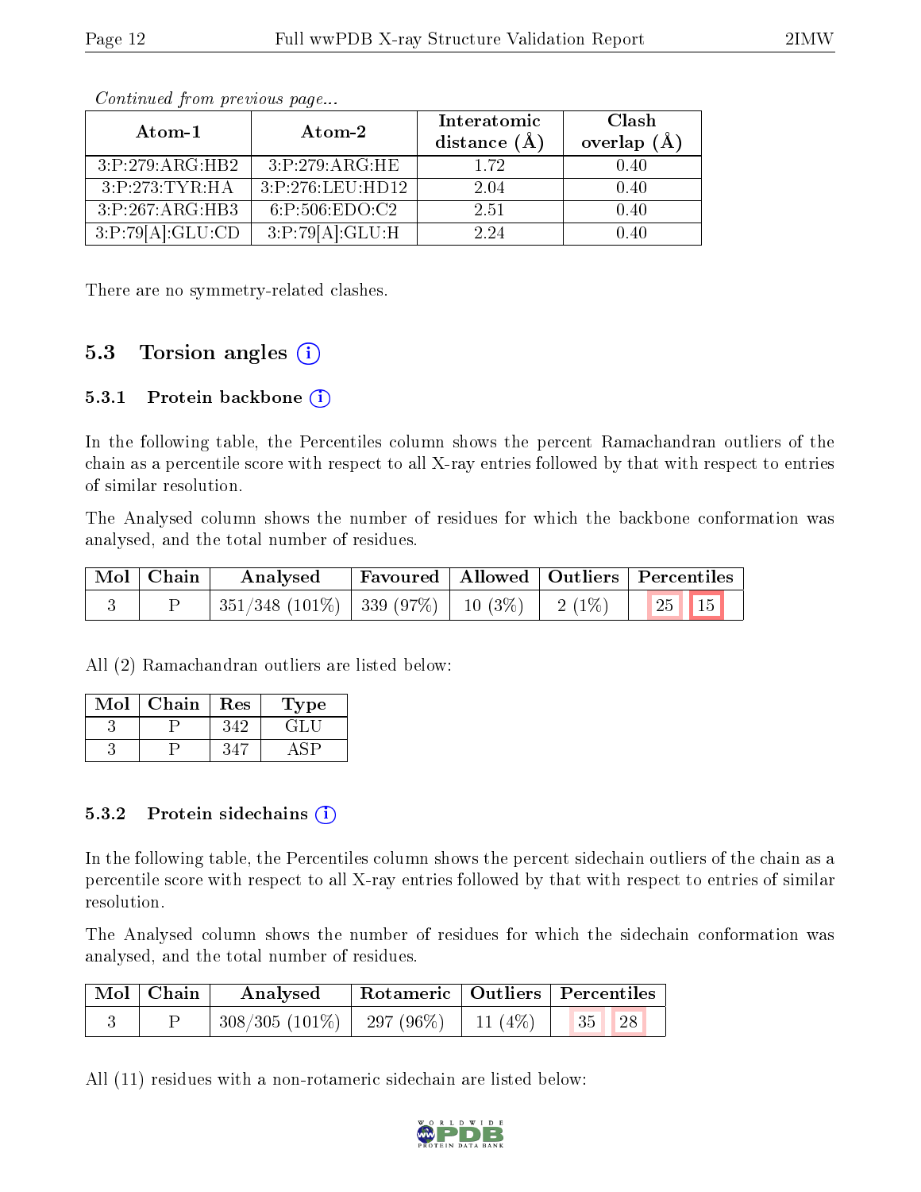*Continued from previous page...*

| Atom-1 | Atom-2 | Interatomic distance (Å) | Clash overlap (Å) |
|---|---|---|---|
| 3:P:279:ARG:HB2 | 3:P:279:ARG:HE | 1.72 | 0.40 |
| 3:P:273:TYR:HA | 3:P:276:LEU:HD12 | 2.04 | 0.40 |
| 3:P:267:ARG:HB3 | 6:P:506:EDO:C2 | 2.51 | 0.40 |
| 3:P:79[A]:GLU:CD | 3:P:79[A]:GLU:H | 2.24 | 0.40 |

There are no symmetry-related clashes.

## 5.3 Torsion angles

### 5.3.1 Protein backbone

In the following table, the Percentiles column shows the percent Ramachandran outliers of the chain as a percentile score with respect to all X-ray entries followed by that with respect to entries of similar resolution.

The Analysed column shows the number of residues for which the backbone conformation was analysed, and the total number of residues.

| Mol | Chain | Analysed | Favoured | Allowed | Outliers | Percentiles | |
|---|---|---|---|---|---|---|---|
| 3 | P | 351/348 (101%) | 339 (97%) | 10 (3%) | 2 (1%) | 25 | 15 |

All (2) Ramachandran outliers are listed below:

| Mol | Chain | Res | Type |
|---|---|---|---|
| 3 | P | 342 | GLU |
| 3 | P | 347 | ASP |

### 5.3.2 Protein sidechains

In the following table, the Percentiles column shows the percent sidechain outliers of the chain as a percentile score with respect to all X-ray entries followed by that with respect to entries of similar resolution.

The Analysed column shows the number of residues for which the sidechain conformation was analysed, and the total number of residues.

| Mol | Chain | Analysed | Rotameric | Outliers | Percentiles | |
|---|---|---|---|---|---|---|
| 3 | P | 308/305 (101%) | 297 (96%) | 11 (4%) | 35 | 28 |

All (11) residues with a non-rotameric sidechain are listed below: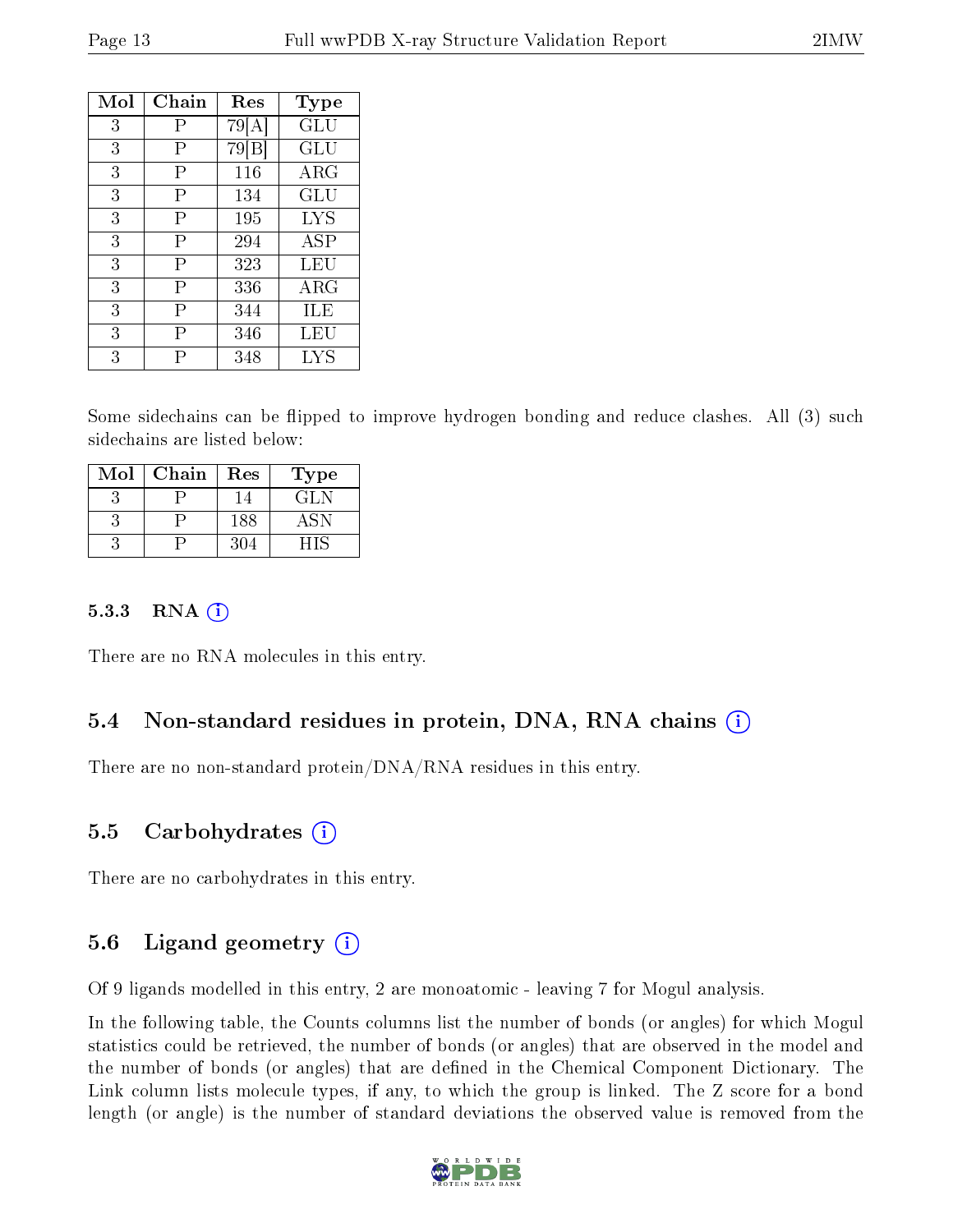| Mol | Chain | Res | Type |
|---|---|---|---|
| 3 | P | 79[A] | GLU |
| 3 | P | 79[B] | GLU |
| 3 | P | 116 | ARG |
| 3 | P | 134 | GLU |
| 3 | P | 195 | LYS |
| 3 | P | 294 | ASP |
| 3 | P | 323 | LEU |
| 3 | P | 336 | ARG |
| 3 | P | 344 | ILE |
| 3 | P | 346 | LEU |
| 3 | P | 348 | LYS |

Some sidechains can be flipped to improve hydrogen bonding and reduce clashes. All (3) such sidechains are listed below:

| Mol | Chain | Res | Type |
|---|---|---|---|
| 3 | P | 14 | GLN |
| 3 | P | 188 | ASN |
| 3 | P | 304 | HIS |

### 5.3.3 RNA

There are no RNA molecules in this entry.

## 5.4 Non-standard residues in protein, DNA, RNA chains

There are no non-standard protein/DNA/RNA residues in this entry.

## 5.5 Carbohydrates

There are no carbohydrates in this entry.

## 5.6 Ligand geometry

Of 9 ligands modelled in this entry, 2 are monoatomic - leaving 7 for Mogul analysis.

In the following table, the Counts columns list the number of bonds (or angles) for which Mogul statistics could be retrieved, the number of bonds (or angles) that are observed in the model and the number of bonds (or angles) that are defined in the Chemical Component Dictionary. The Link column lists molecule types, if any, to which the group is linked. The Z score for a bond length (or angle) is the number of standard deviations the observed value is removed from the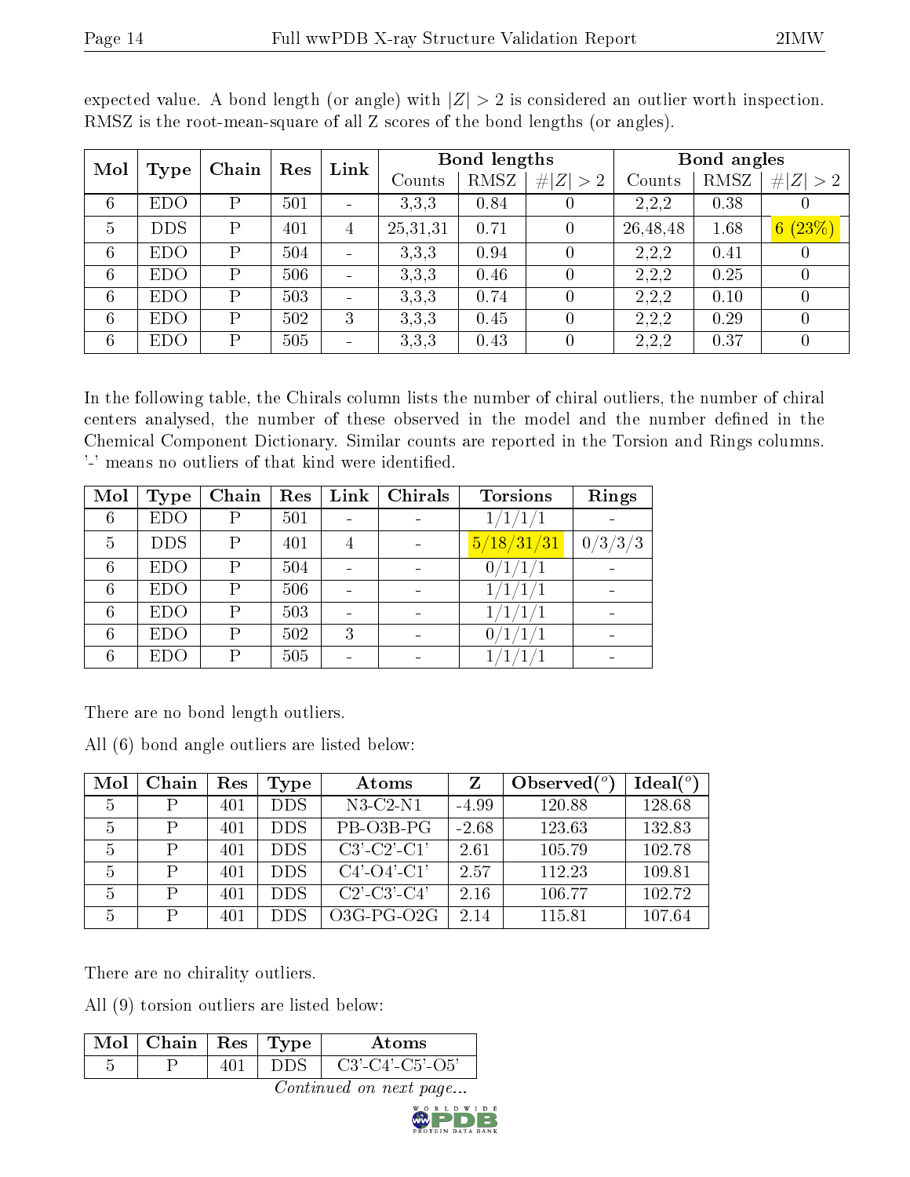expected value. A bond length (or angle) with $|Z| > 2$ is considered an outlier worth inspection. RMSZ is the root-mean-square of all Z scores of the bond lengths (or angles).

| Mol | Type | Chain | Res | Link | Bond lengths | | | Bond angles | | |
|---|---|---|---|---|---|---|---|---|---|---|
| | | | | | Counts | RMSZ | $\#\|Z\| > 2$ | Counts | RMSZ | $\#\|Z\| > 2$ |
| 6 | EDO | P | 501 | - | 3,3,3 | 0.84 | 0 | 2,2,2 | 0.38 | 0 |
| 5 | DDS | P | 401 | 4 | 25,31,31 | 0.71 | 0 | 26,48,48 | 1.68 | 6 (23%) |
| 6 | EDO | P | 504 | - | 3,3,3 | 0.94 | 0 | 2,2,2 | 0.41 | 0 |
| 6 | EDO | P | 506 | - | 3,3,3 | 0.46 | 0 | 2,2,2 | 0.25 | 0 |
| 6 | EDO | P | 503 | - | 3,3,3 | 0.74 | 0 | 2,2,2 | 0.10 | 0 |
| 6 | EDO | P | 502 | 3 | 3,3,3 | 0.45 | 0 | 2,2,2 | 0.29 | 0 |
| 6 | EDO | P | 505 | - | 3,3,3 | 0.43 | 0 | 2,2,2 | 0.37 | 0 |

In the following table, the Chirals column lists the number of chiral outliers, the number of chiral centers analysed, the number of these observed in the model and the number defined in the Chemical Component Dictionary. Similar counts are reported in the Torsion and Rings columns. '-' means no outliers of that kind were identified.

| Mol | Type | Chain | Res | Link | Chirals | Torsions | Rings |
|---|---|---|---|---|---|---|---|
| 6 | EDO | P | 501 | - | - | 1/1/1/1 | - |
| 5 | DDS | P | 401 | 4 | - | 5/18/31/31 | 0/3/3/3 |
| 6 | EDO | P | 504 | - | - | 0/1/1/1 | - |
| 6 | EDO | P | 506 | - | - | 1/1/1/1 | - |
| 6 | EDO | P | 503 | - | - | 1/1/1/1 | - |
| 6 | EDO | P | 502 | 3 | - | 0/1/1/1 | - |
| 6 | EDO | P | 505 | - | - | 1/1/1/1 | - |

There are no bond length outliers.

All (6) bond angle outliers are listed below:

| Mol | Chain | Res | Type | Atoms | Z | Observed($^o$) | Ideal($^o$) |
|---|---|---|---|---|---|---|---|
| 5 | P | 401 | DDS | N3-C2-N1 | -4.99 | 120.88 | 128.68 |
| 5 | P | 401 | DDS | PB-O3B-PG | -2.68 | 123.63 | 132.83 |
| 5 | P | 401 | DDS | C3'-C2'-C1' | 2.61 | 105.79 | 102.78 |
| 5 | P | 401 | DDS | C4'-O4'-C1' | 2.57 | 112.23 | 109.81 |
| 5 | P | 401 | DDS | C2'-C3'-C4' | 2.16 | 106.77 | 102.72 |
| 5 | P | 401 | DDS | O3G-PG-O2G | 2.14 | 115.81 | 107.64 |

There are no chirality outliers.

All (9) torsion outliers are listed below:

| Mol | Chain | Res | Type | Atoms |
|---|---|---|---|---|
| 5 | P | 401 | DDS | C3'-C4'-C5'-O5' |

*Continued on next page...*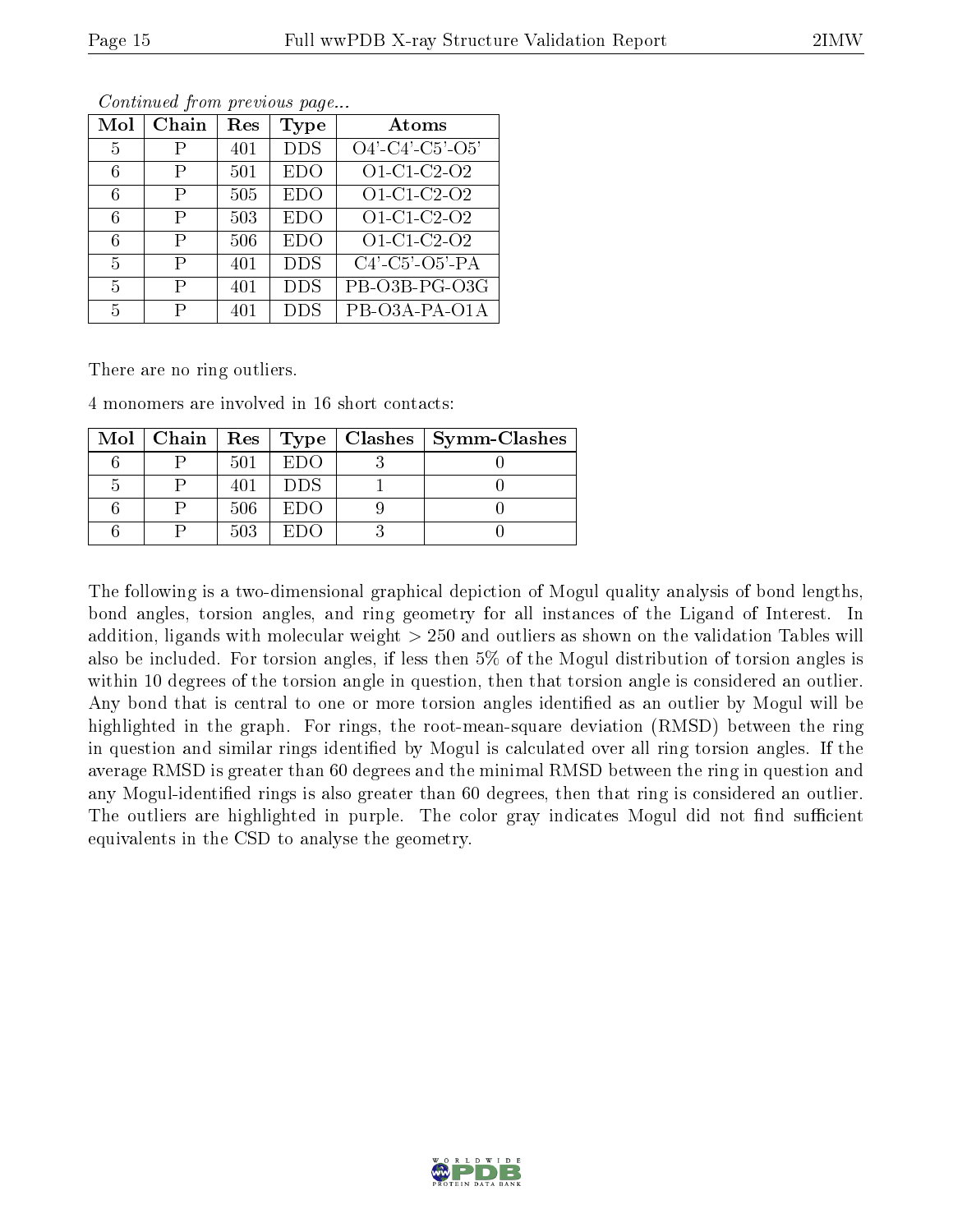*Continued from previous page...*

| Mol | Chain | Res | Type | Atoms |
|---|---|---|---|---|
| 5 | P | 401 | DDS | O4'-C4'-C5'-O5' |
| 6 | P | 501 | EDO | O1-C1-C2-O2 |
| 6 | P | 505 | EDO | O1-C1-C2-O2 |
| 6 | P | 503 | EDO | O1-C1-C2-O2 |
| 6 | P | 506 | EDO | O1-C1-C2-O2 |
| 5 | P | 401 | DDS | C4'-C5'-O5'-PA |
| 5 | P | 401 | DDS | PB-O3B-PG-O3G |
| 5 | P | 401 | DDS | PB-O3A-PA-O1A |

There are no ring outliers.

4 monomers are involved in 16 short contacts:

| Mol | Chain | Res | Type | Clashes | Symm-Clashes |
|---|---|---|---|---|---|
| 6 | P | 501 | EDO | 3 | 0 |
| 5 | P | 401 | DDS | 1 | 0 |
| 6 | P | 506 | EDO | 9 | 0 |
| 6 | P | 503 | EDO | 3 | 0 |

The following is a two-dimensional graphical depiction of Mogul quality analysis of bond lengths, bond angles, torsion angles, and ring geometry for all instances of the Ligand of Interest. In addition, ligands with molecular weight > 250 and outliers as shown on the validation Tables will also be included. For torsion angles, if less then 5% of the Mogul distribution of torsion angles is within 10 degrees of the torsion angle in question, then that torsion angle is considered an outlier. Any bond that is central to one or more torsion angles identified as an outlier by Mogul will be highlighted in the graph. For rings, the root-mean-square deviation (RMSD) between the ring in question and similar rings identified by Mogul is calculated over all ring torsion angles. If the average RMSD is greater than 60 degrees and the minimal RMSD between the ring in question and any Mogul-identified rings is also greater than 60 degrees, then that ring is considered an outlier. The outliers are highlighted in purple. The color gray indicates Mogul did not find sufficient equivalents in the CSD to analyse the geometry.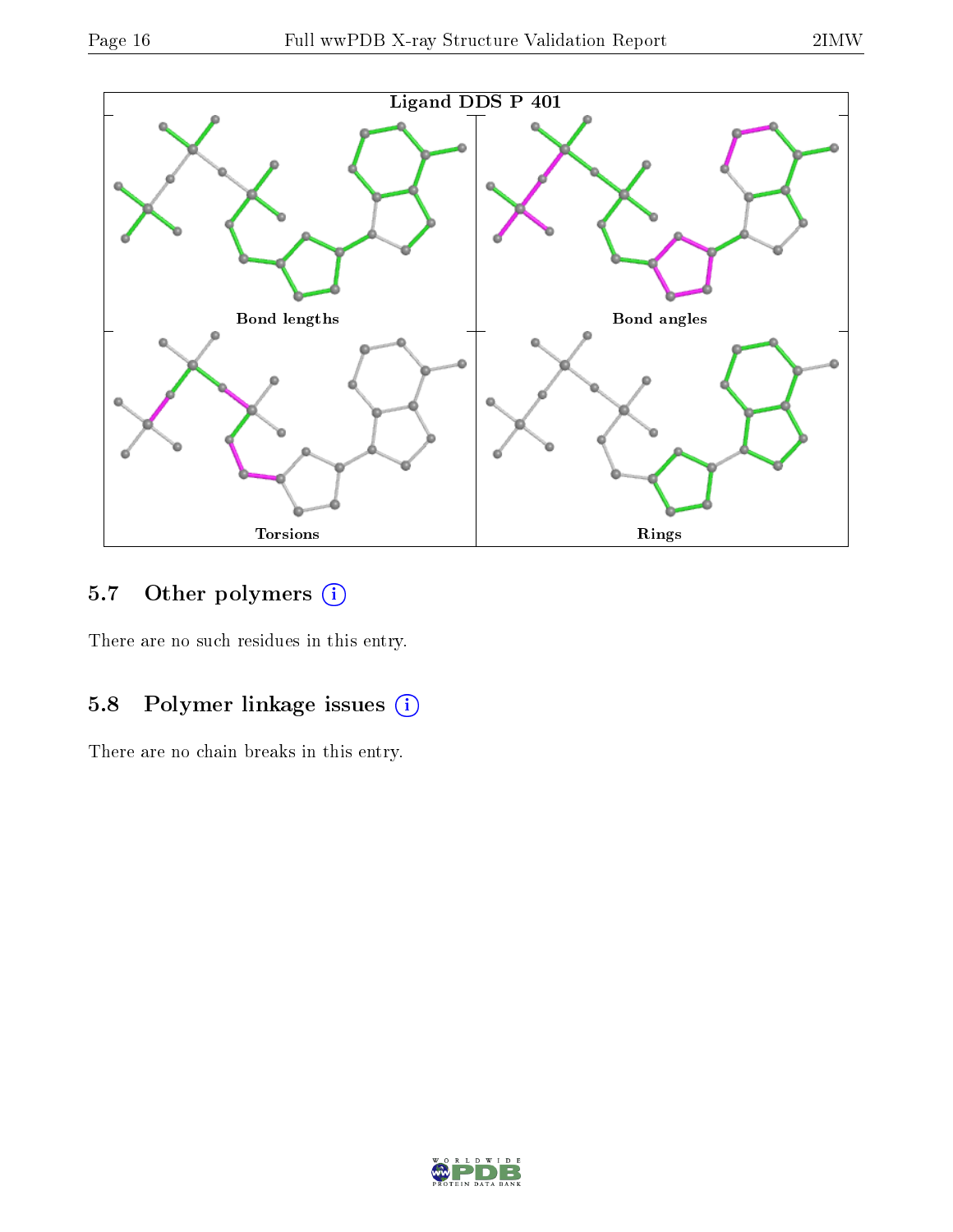Ligand DDS P 401

Bond lengths

Bond angles

Torsions

Rings

## 5.7 Other polymers

There are no such residues in this entry.

## 5.8 Polymer linkage issues

There are no chain breaks in this entry.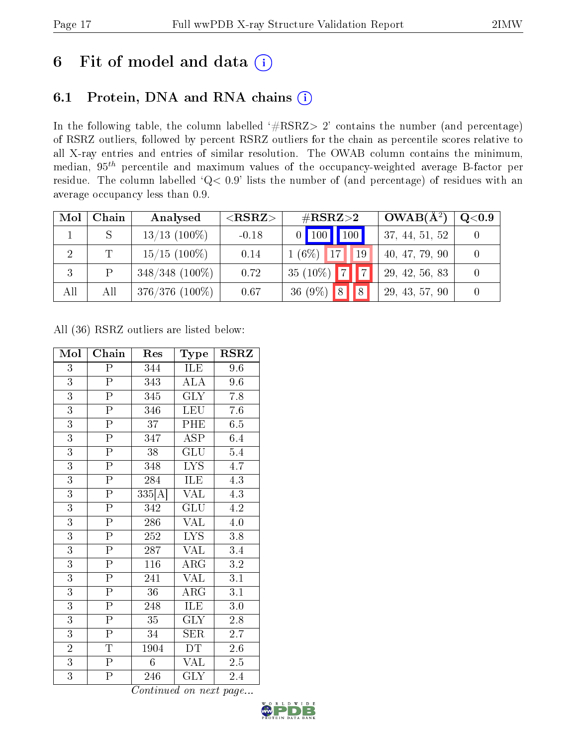# 6 Fit of model and data

## 6.1 Protein, DNA and RNA chains

In the following table, the column labelled '#RSRZ> 2' contains the number (and percentage) of RSRZ outliers, followed by percent RSRZ outliers for the chain as percentile scores relative to all X-ray entries and entries of similar resolution. The OWAB column contains the minimum, median, $95^{th}$ percentile and maximum values of the occupancy-weighted average B-factor per residue. The column labelled 'Q< 0.9' lists the number of (and percentage) of residues with an average occupancy less than 0.9.

| Mol | Chain | Analysed | <RSRZ> | #RSRZ>2 | | | OWAB(Å$^2$) | Q<0.9 |
|---|---|---|---|---|---|---|---|---|
| 1 | S | 13/13 (100%) | -0.18 | 0 | 100 | 100 | 37, 44, 51, 52 | 0 |
| 2 | T | 15/15 (100%) | 0.14 | 1 (6%) | 17 | 19 | 40, 47, 79, 90 | 0 |
| 3 | P | 348/348 (100%) | 0.72 | 35 (10%) | 7 | 7 | 29, 42, 56, 83 | 0 |
| All | All | 376/376 (100%) | 0.67 | 36 (9%) | 8 | 8 | 29, 43, 57, 90 | 0 |

All (36) RSRZ outliers are listed below:

| Mol | Chain | Res | Type | RSRZ |
|---|---|---|---|---|
| 3 | P | 344 | ILE | 9.6 |
| 3 | P | 343 | ALA | 9.6 |
| 3 | P | 345 | GLY | 7.8 |
| 3 | P | 346 | LEU | 7.6 |
| 3 | P | 37 | PHE | 6.5 |
| 3 | P | 347 | ASP | 6.4 |
| 3 | P | 38 | GLU | 5.4 |
| 3 | P | 348 | LYS | 4.7 |
| 3 | P | 284 | ILE | 4.3 |
| 3 | P | 335[A] | VAL | 4.3 |
| 3 | P | 342 | GLU | 4.2 |
| 3 | P | 286 | VAL | 4.0 |
| 3 | P | 252 | LYS | 3.8 |
| 3 | P | 287 | VAL | 3.4 |
| 3 | P | 116 | ARG | 3.2 |
| 3 | P | 241 | VAL | 3.1 |
| 3 | P | 36 | ARG | 3.1 |
| 3 | P | 248 | ILE | 3.0 |
| 3 | P | 35 | GLY | 2.8 |
| 3 | P | 34 | SER | 2.7 |
| 2 | T | 1904 | DT | 2.6 |
| 3 | P | 6 | VAL | 2.5 |
| 3 | P | 246 | GLY | 2.4 |

*Continued on next page...*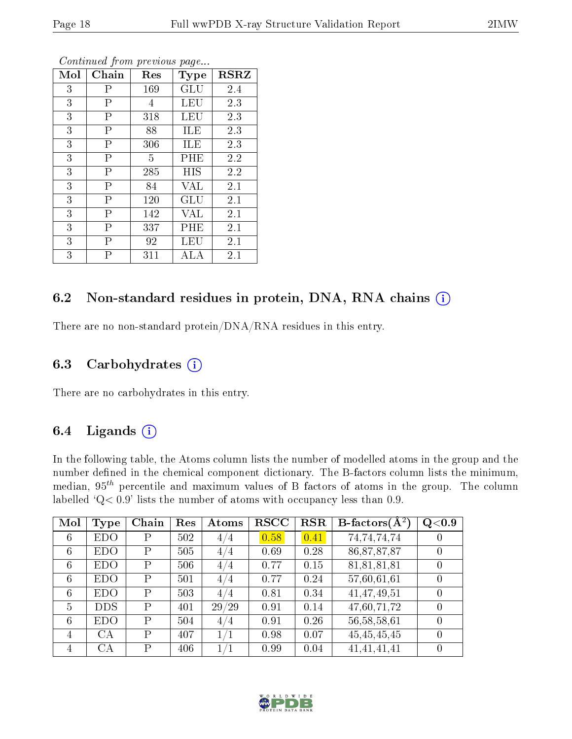*Continued from previous page...*

| Mol | Chain | Res | Type | RSRZ |
|---|---|---|---|---|
| 3 | P | 169 | GLU | 2.4 |
| 3 | P | 4 | LEU | 2.3 |
| 3 | P | 318 | LEU | 2.3 |
| 3 | P | 88 | ILE | 2.3 |
| 3 | P | 306 | ILE | 2.3 |
| 3 | P | 5 | PHE | 2.2 |
| 3 | P | 285 | HIS | 2.2 |
| 3 | P | 84 | VAL | 2.1 |
| 3 | P | 120 | GLU | 2.1 |
| 3 | P | 142 | VAL | 2.1 |
| 3 | P | 337 | PHE | 2.1 |
| 3 | P | 92 | LEU | 2.1 |
| 3 | P | 311 | ALA | 2.1 |

## 6.2 Non-standard residues in protein, DNA, RNA chains

There are no non-standard protein/DNA/RNA residues in this entry.

## 6.3 Carbohydrates

There are no carbohydrates in this entry.

## 6.4 Ligands

In the following table, the Atoms column lists the number of modelled atoms in the group and the number defined in the chemical component dictionary. The B-factors column lists the minimum, median, $95^{th}$ percentile and maximum values of B factors of atoms in the group. The column labelled 'Q< 0.9' lists the number of atoms with occupancy less than 0.9.

| Mol | Type | Chain | Res | Atoms | RSCC | RSR | B-factors($Å^2$) | Q<0.9 |
|---|---|---|---|---|---|---|---|---|
| 6 | EDO | P | 502 | 4/4 | 0.58 | 0.41 | 74,74,74,74 | 0 |
| 6 | EDO | P | 505 | 4/4 | 0.69 | 0.28 | 86,87,87,87 | 0 |
| 6 | EDO | P | 506 | 4/4 | 0.77 | 0.15 | 81,81,81,81 | 0 |
| 6 | EDO | P | 501 | 4/4 | 0.77 | 0.24 | 57,60,61,61 | 0 |
| 6 | EDO | P | 503 | 4/4 | 0.81 | 0.34 | 41,47,49,51 | 0 |
| 5 | DDS | P | 401 | 29/29 | 0.91 | 0.14 | 47,60,71,72 | 0 |
| 6 | EDO | P | 504 | 4/4 | 0.91 | 0.26 | 56,58,58,61 | 0 |
| 4 | CA | P | 407 | 1/1 | 0.98 | 0.07 | 45,45,45,45 | 0 |
| 4 | CA | P | 406 | 1/1 | 0.99 | 0.04 | 41,41,41,41 | 0 |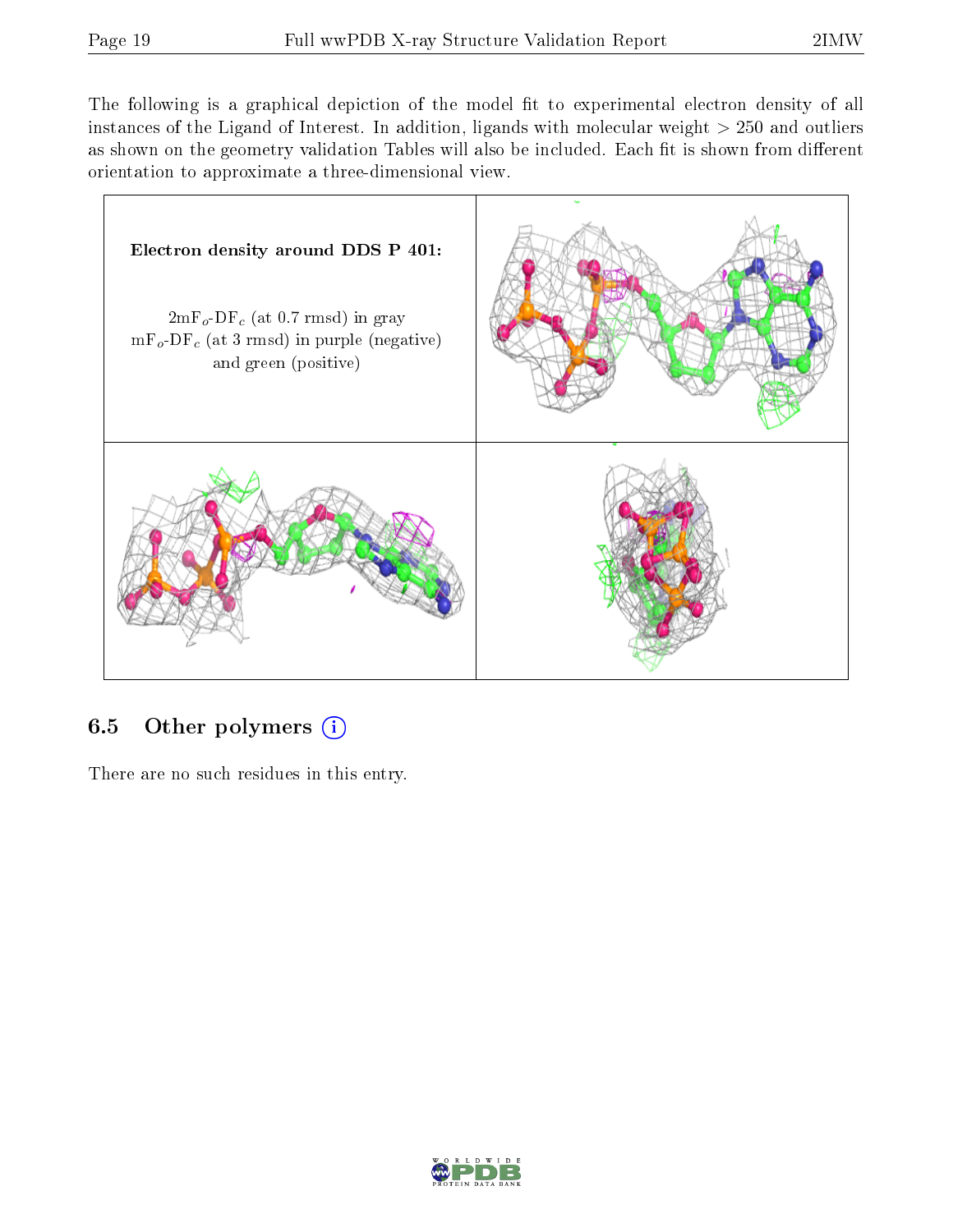The following is a graphical depiction of the model fit to experimental electron density of all instances of the Ligand of Interest. In addition, ligands with molecular weight > 250 and outliers as shown on the geometry validation Tables will also be included. Each fit is shown from different orientation to approximate a three-dimensional view.

**Electron density around DDS P 401:**

$2mF_o$-$DF_c$ (at 0.7 rmsd) in gray
$mF_o$-$DF_c$ (at 3 rmsd) in purple (negative) and green (positive)

### 6.5 Other polymers

There are no such residues in this entry.